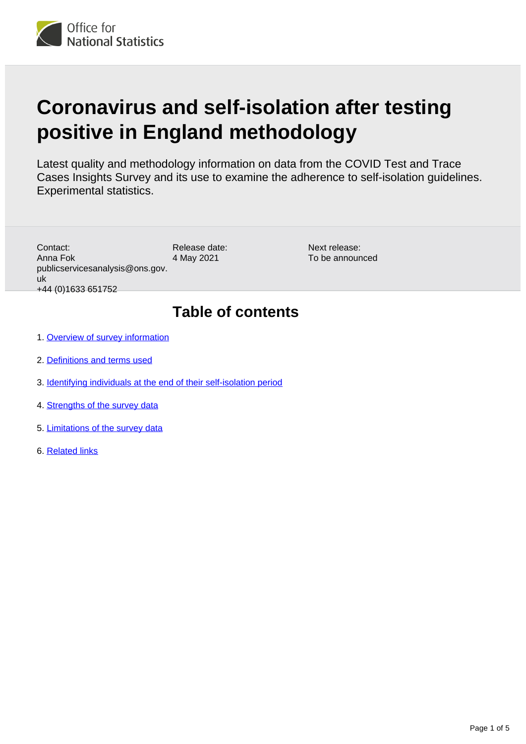Office for National Statistics

# Coronavirus and self-isolation after testing positive in England methodology

Latest quality and methodology information on data from the COVID Test and Trace Cases Insights Survey and its use to examine the adherence to self-isolation guidelines. Experimental statistics.

Contact:
Anna Fok
publicservicesanalysis@ons.gov.uk
+44 (0)1633 651752

Release date:
4 May 2021

Next release:
To be announced

## Table of contents

1. Overview of survey information
2. Definitions and terms used
3. Identifying individuals at the end of their self-isolation period
4. Strengths of the survey data
5. Limitations of the survey data
6. Related links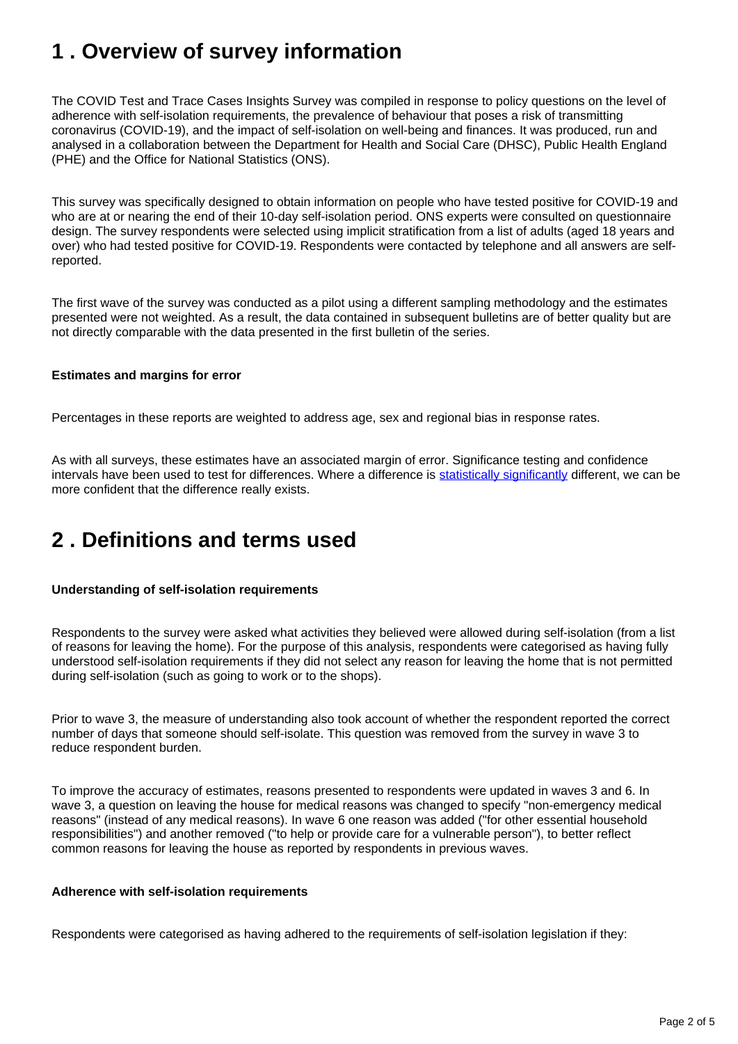## 1 . Overview of survey information

The COVID Test and Trace Cases Insights Survey was compiled in response to policy questions on the level of adherence with self-isolation requirements, the prevalence of behaviour that poses a risk of transmitting coronavirus (COVID-19), and the impact of self-isolation on well-being and finances. It was produced, run and analysed in a collaboration between the Department for Health and Social Care (DHSC), Public Health England (PHE) and the Office for National Statistics (ONS).

This survey was specifically designed to obtain information on people who have tested positive for COVID-19 and who are at or nearing the end of their 10-day self-isolation period. ONS experts were consulted on questionnaire design. The survey respondents were selected using implicit stratification from a list of adults (aged 18 years and over) who had tested positive for COVID-19. Respondents were contacted by telephone and all answers are self-reported.

The first wave of the survey was conducted as a pilot using a different sampling methodology and the estimates presented were not weighted. As a result, the data contained in subsequent bulletins are of better quality but are not directly comparable with the data presented in the first bulletin of the series.

**Estimates and margins for error**

Percentages in these reports are weighted to address age, sex and regional bias in response rates.

As with all surveys, these estimates have an associated margin of error. Significance testing and confidence intervals have been used to test for differences. Where a difference is statistically significantly different, we can be more confident that the difference really exists.

## 2 . Definitions and terms used

**Understanding of self-isolation requirements**

Respondents to the survey were asked what activities they believed were allowed during self-isolation (from a list of reasons for leaving the home). For the purpose of this analysis, respondents were categorised as having fully understood self-isolation requirements if they did not select any reason for leaving the home that is not permitted during self-isolation (such as going to work or to the shops).

Prior to wave 3, the measure of understanding also took account of whether the respondent reported the correct number of days that someone should self-isolate. This question was removed from the survey in wave 3 to reduce respondent burden.

To improve the accuracy of estimates, reasons presented to respondents were updated in waves 3 and 6. In wave 3, a question on leaving the house for medical reasons was changed to specify "non-emergency medical reasons" (instead of any medical reasons). In wave 6 one reason was added ("for other essential household responsibilities") and another removed ("to help or provide care for a vulnerable person"), to better reflect common reasons for leaving the house as reported by respondents in previous waves.

**Adherence with self-isolation requirements**

Respondents were categorised as having adhered to the requirements of self-isolation legislation if they: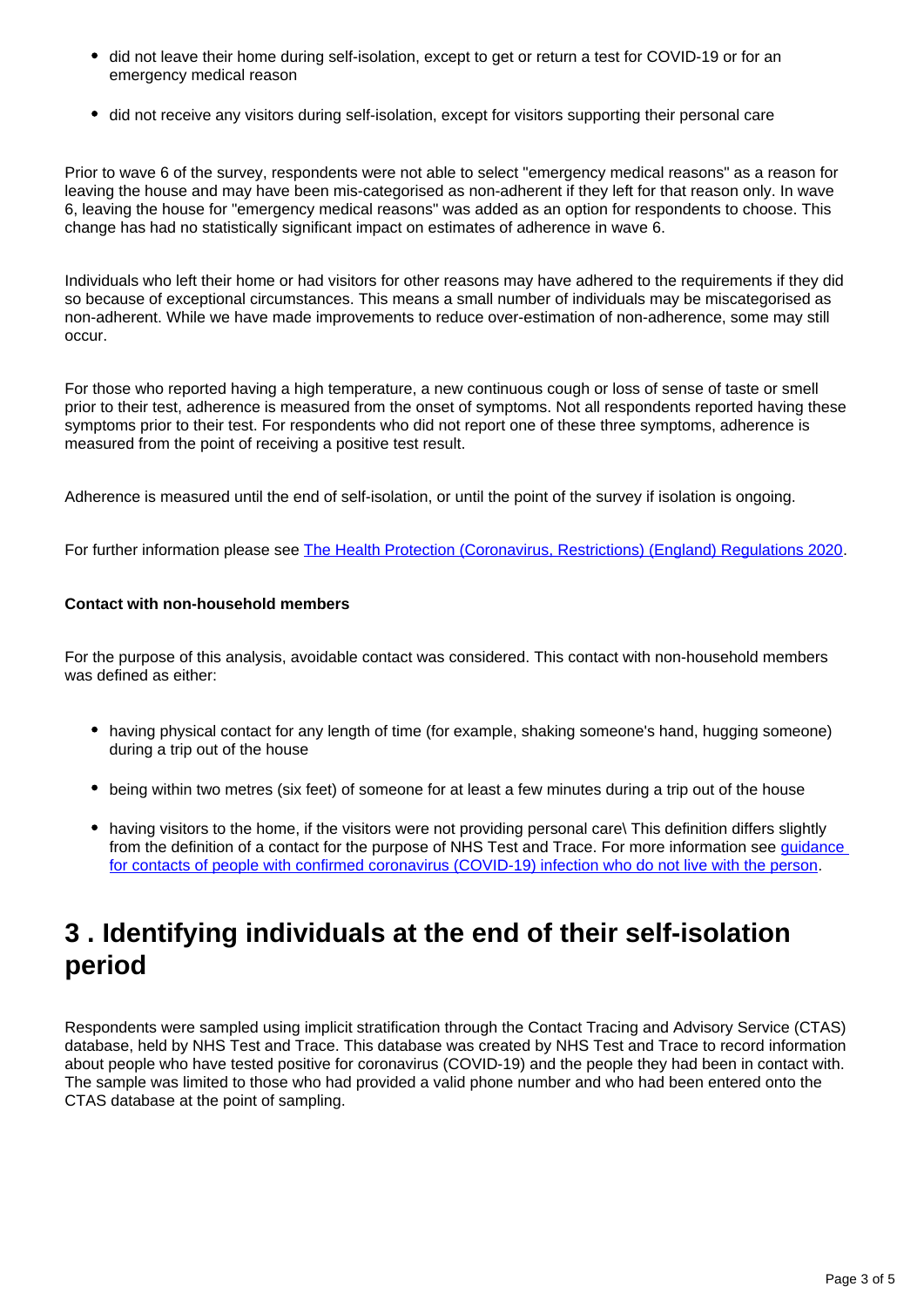- did not leave their home during self-isolation, except to get or return a test for COVID-19 or for an emergency medical reason
- did not receive any visitors during self-isolation, except for visitors supporting their personal care

Prior to wave 6 of the survey, respondents were not able to select "emergency medical reasons" as a reason for leaving the house and may have been mis-categorised as non-adherent if they left for that reason only. In wave 6, leaving the house for "emergency medical reasons" was added as an option for respondents to choose. This change has had no statistically significant impact on estimates of adherence in wave 6.

Individuals who left their home or had visitors for other reasons may have adhered to the requirements if they did so because of exceptional circumstances. This means a small number of individuals may be miscategorised as non-adherent. While we have made improvements to reduce over-estimation of non-adherence, some may still occur.

For those who reported having a high temperature, a new continuous cough or loss of sense of taste or smell prior to their test, adherence is measured from the onset of symptoms. Not all respondents reported having these symptoms prior to their test. For respondents who did not report one of these three symptoms, adherence is measured from the point of receiving a positive test result.

Adherence is measured until the end of self-isolation, or until the point of the survey if isolation is ongoing.

For further information please see [The Health Protection (Coronavirus, Restrictions) (England) Regulations 2020](#).

**Contact with non-household members**

For the purpose of this analysis, avoidable contact was considered. This contact with non-household members was defined as either:

- having physical contact for any length of time (for example, shaking someone's hand, hugging someone) during a trip out of the house
- being within two metres (six feet) of someone for at least a few minutes during a trip out of the house
- having visitors to the home, if the visitors were not providing personal care\ This definition differs slightly from the definition of a contact for the purpose of NHS Test and Trace. For more information see [guidance for contacts of people with confirmed coronavirus (COVID-19) infection who do not live with the person](#).

## 3 . Identifying individuals at the end of their self-isolation period

Respondents were sampled using implicit stratification through the Contact Tracing and Advisory Service (CTAS) database, held by NHS Test and Trace. This database was created by NHS Test and Trace to record information about people who have tested positive for coronavirus (COVID-19) and the people they had been in contact with. The sample was limited to those who had provided a valid phone number and who had been entered onto the CTAS database at the point of sampling.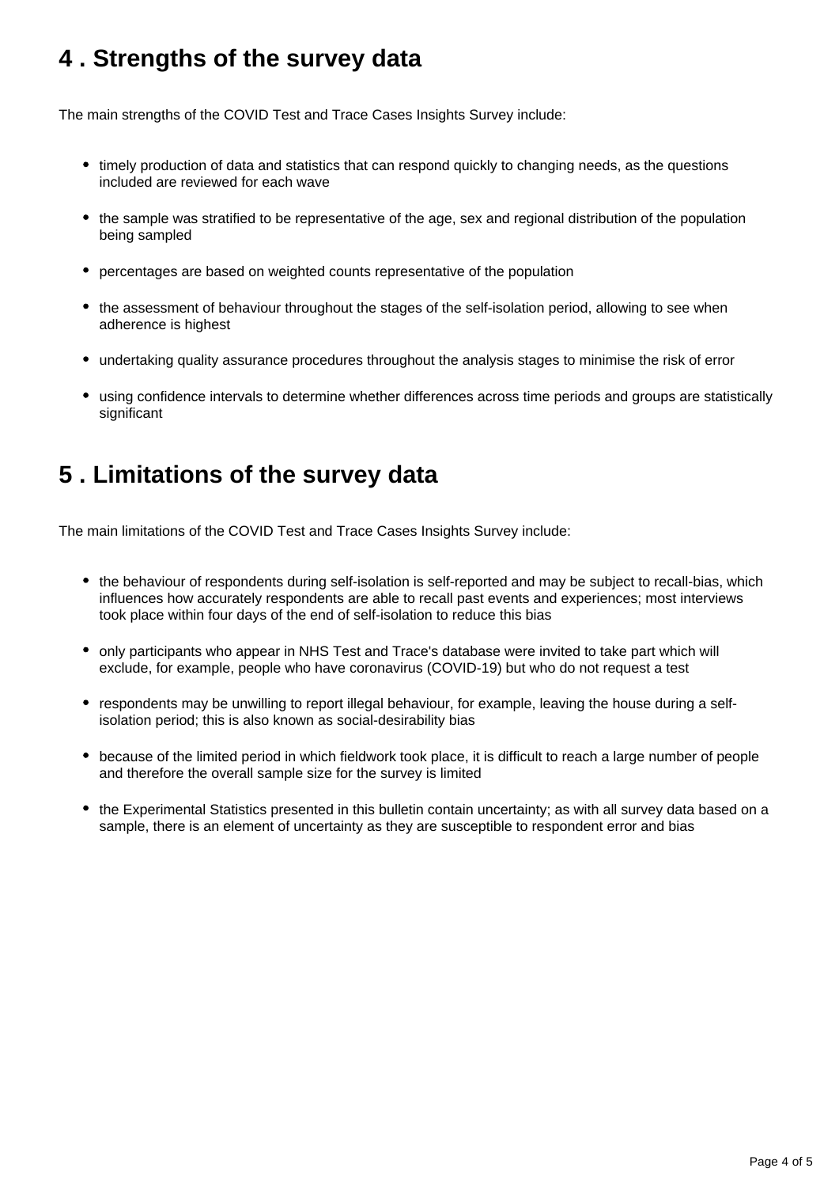## 4 . Strengths of the survey data

The main strengths of the COVID Test and Trace Cases Insights Survey include:

- timely production of data and statistics that can respond quickly to changing needs, as the questions included are reviewed for each wave
- the sample was stratified to be representative of the age, sex and regional distribution of the population being sampled
- percentages are based on weighted counts representative of the population
- the assessment of behaviour throughout the stages of the self-isolation period, allowing to see when adherence is highest
- undertaking quality assurance procedures throughout the analysis stages to minimise the risk of error
- using confidence intervals to determine whether differences across time periods and groups are statistically significant

## 5 . Limitations of the survey data

The main limitations of the COVID Test and Trace Cases Insights Survey include:

- the behaviour of respondents during self-isolation is self-reported and may be subject to recall-bias, which influences how accurately respondents are able to recall past events and experiences; most interviews took place within four days of the end of self-isolation to reduce this bias
- only participants who appear in NHS Test and Trace's database were invited to take part which will exclude, for example, people who have coronavirus (COVID-19) but who do not request a test
- respondents may be unwilling to report illegal behaviour, for example, leaving the house during a self-isolation period; this is also known as social-desirability bias
- because of the limited period in which fieldwork took place, it is difficult to reach a large number of people and therefore the overall sample size for the survey is limited
- the Experimental Statistics presented in this bulletin contain uncertainty; as with all survey data based on a sample, there is an element of uncertainty as they are susceptible to respondent error and bias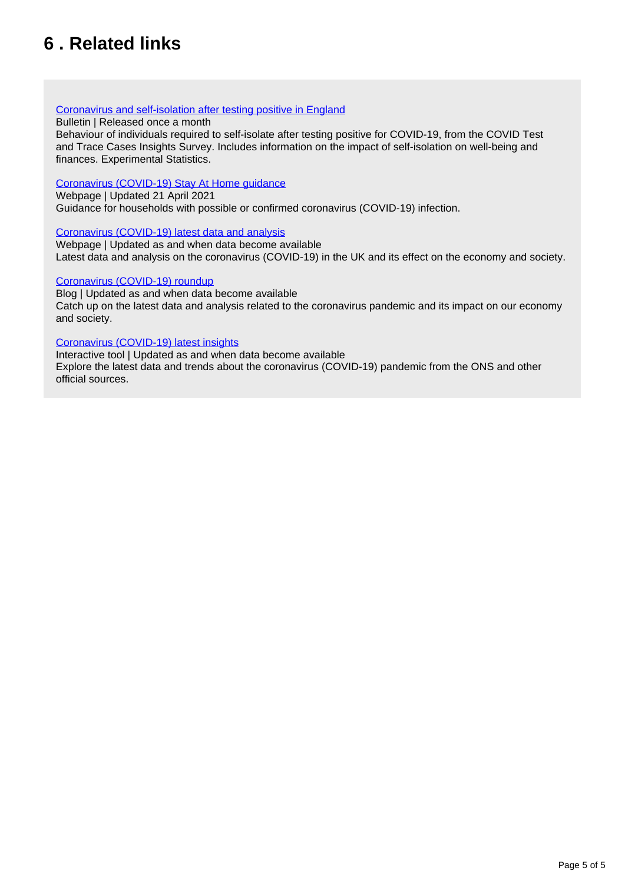## 6 . Related links

[Coronavirus and self-isolation after testing positive in England]
Bulletin | Released once a month
Behaviour of individuals required to self-isolate after testing positive for COVID-19, from the COVID Test and Trace Cases Insights Survey. Includes information on the impact of self-isolation on well-being and finances. Experimental Statistics.

[Coronavirus (COVID-19) Stay At Home guidance]
Webpage | Updated 21 April 2021
Guidance for households with possible or confirmed coronavirus (COVID-19) infection.

[Coronavirus (COVID-19) latest data and analysis]
Webpage | Updated as and when data become available
Latest data and analysis on the coronavirus (COVID-19) in the UK and its effect on the economy and society.

[Coronavirus (COVID-19) roundup]
Blog | Updated as and when data become available
Catch up on the latest data and analysis related to the coronavirus pandemic and its impact on our economy and society.

[Coronavirus (COVID-19) latest insights]
Interactive tool | Updated as and when data become available
Explore the latest data and trends about the coronavirus (COVID-19) pandemic from the ONS and other official sources.